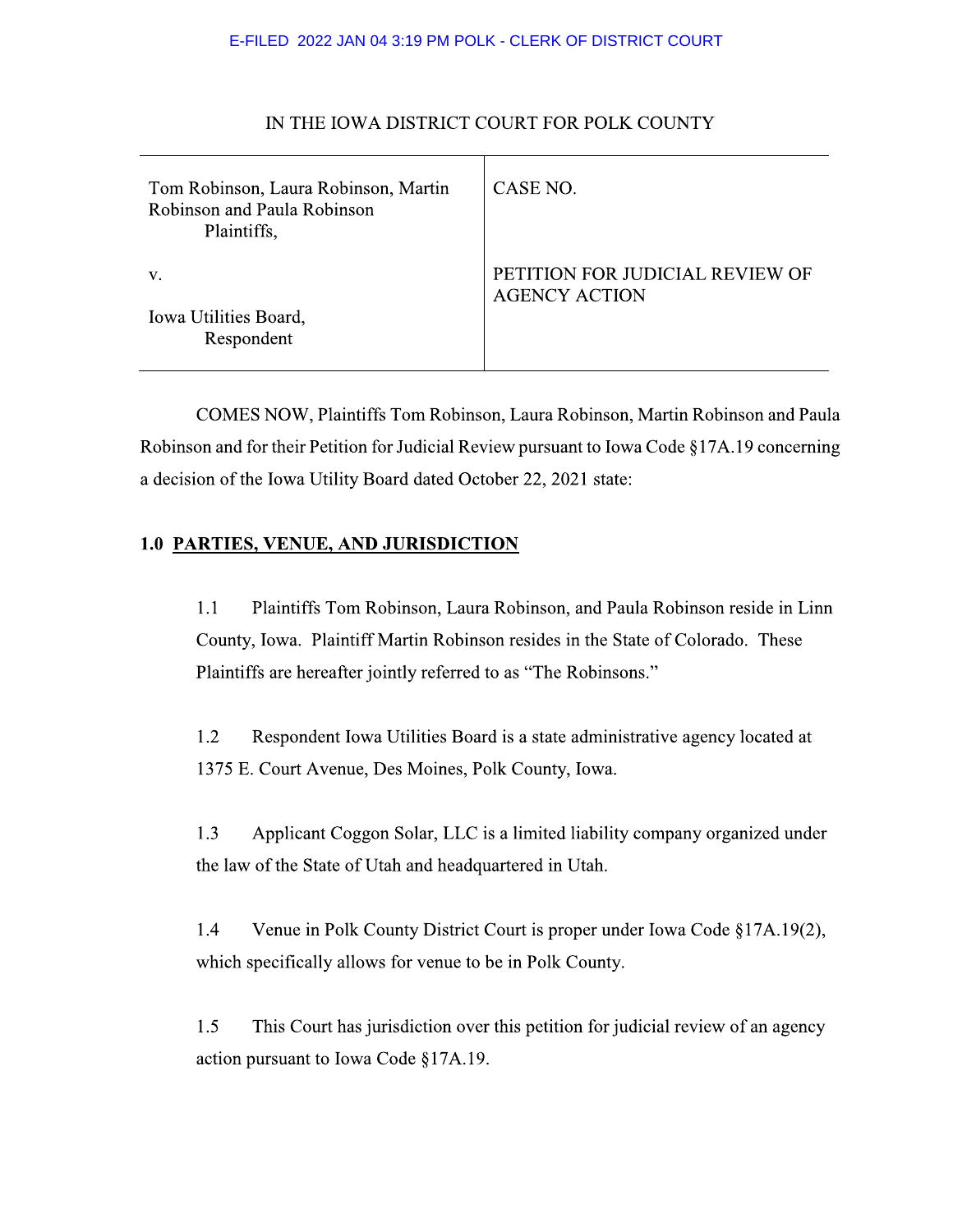E-FILED 2022 JAN 04 3:19 PM POLK - CLERK OF DISTRICT COURT

IN THE IOWA DISTRICT COURT FOR POLK COUNTY

| | |
|---|---|
| Tom Robinson, Laura Robinson, Martin Robinson and Paula Robinson<br>Plaintiffs,<br><br>v.<br><br>Iowa Utilities Board,<br>Respondent | CASE NO.<br><br>PETITION FOR JUDICIAL REVIEW OF AGENCY ACTION |

COMES NOW, Plaintiffs Tom Robinson, Laura Robinson, Martin Robinson and Paula Robinson and for their Petition for Judicial Review pursuant to Iowa Code §17A.19 concerning a decision of the Iowa Utility Board dated October 22, 2021 state:

## 1.0 PARTIES, VENUE, AND JURISDICTION

1.1 Plaintiffs Tom Robinson, Laura Robinson, and Paula Robinson reside in Linn County, Iowa. Plaintiff Martin Robinson resides in the State of Colorado. These Plaintiffs are hereafter jointly referred to as "The Robinsons."

1.2 Respondent Iowa Utilities Board is a state administrative agency located at 1375 E. Court Avenue, Des Moines, Polk County, Iowa.

1.3 Applicant Coggon Solar, LLC is a limited liability company organized under the law of the State of Utah and headquartered in Utah.

1.4 Venue in Polk County District Court is proper under Iowa Code §17A.19(2), which specifically allows for venue to be in Polk County.

1.5 This Court has jurisdiction over this petition for judicial review of an agency action pursuant to Iowa Code §17A.19.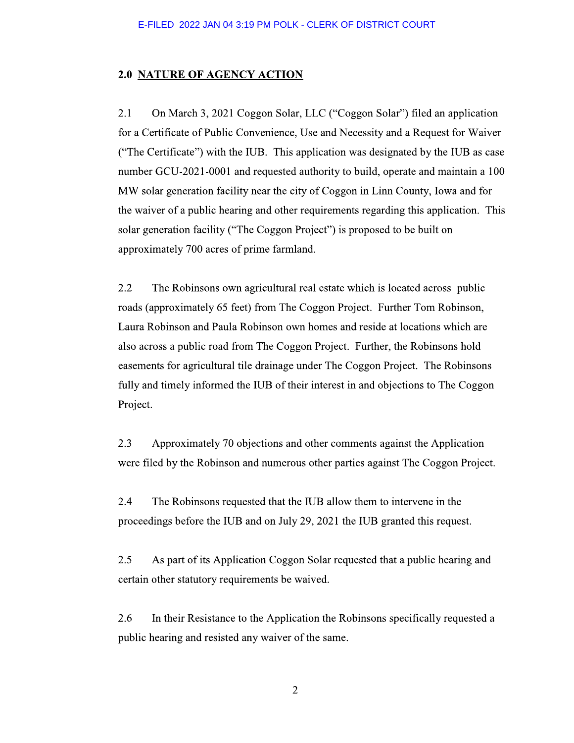## 2.0 NATURE OF AGENCY ACTION

2.1 On March 3, 2021 Coggon Solar, LLC ("Coggon Solar") filed an application for a Certificate of Public Convenience, Use and Necessity and a Request for Waiver ("The Certificate") with the IUB. This application was designated by the IUB as case number GCU-2021-0001 and requested authority to build, operate and maintain a 100 MW solar generation facility near the city of Coggon in Linn County, Iowa and for the waiver of a public hearing and other requirements regarding this application. This solar generation facility ("The Coggon Project") is proposed to be built on approximately 700 acres of prime farmland.

2.2 The Robinsons own agricultural real estate which is located across public roads (approximately 65 feet) from The Coggon Project. Further Tom Robinson, Laura Robinson and Paula Robinson own homes and reside at locations which are also across a public road from The Coggon Project. Further, the Robinsons hold easements for agricultural tile drainage under The Coggon Project. The Robinsons fully and timely informed the IUB of their interest in and objections to The Coggon Project.

2.3 Approximately 70 objections and other comments against the Application were filed by the Robinson and numerous other parties against The Coggon Project.

2.4 The Robinsons requested that the IUB allow them to intervene in the proceedings before the IUB and on July 29, 2021 the IUB granted this request.

2.5 As part of its Application Coggon Solar requested that a public hearing and certain other statutory requirements be waived.

2.6 In their Resistance to the Application the Robinsons specifically requested a public hearing and resisted any waiver of the same.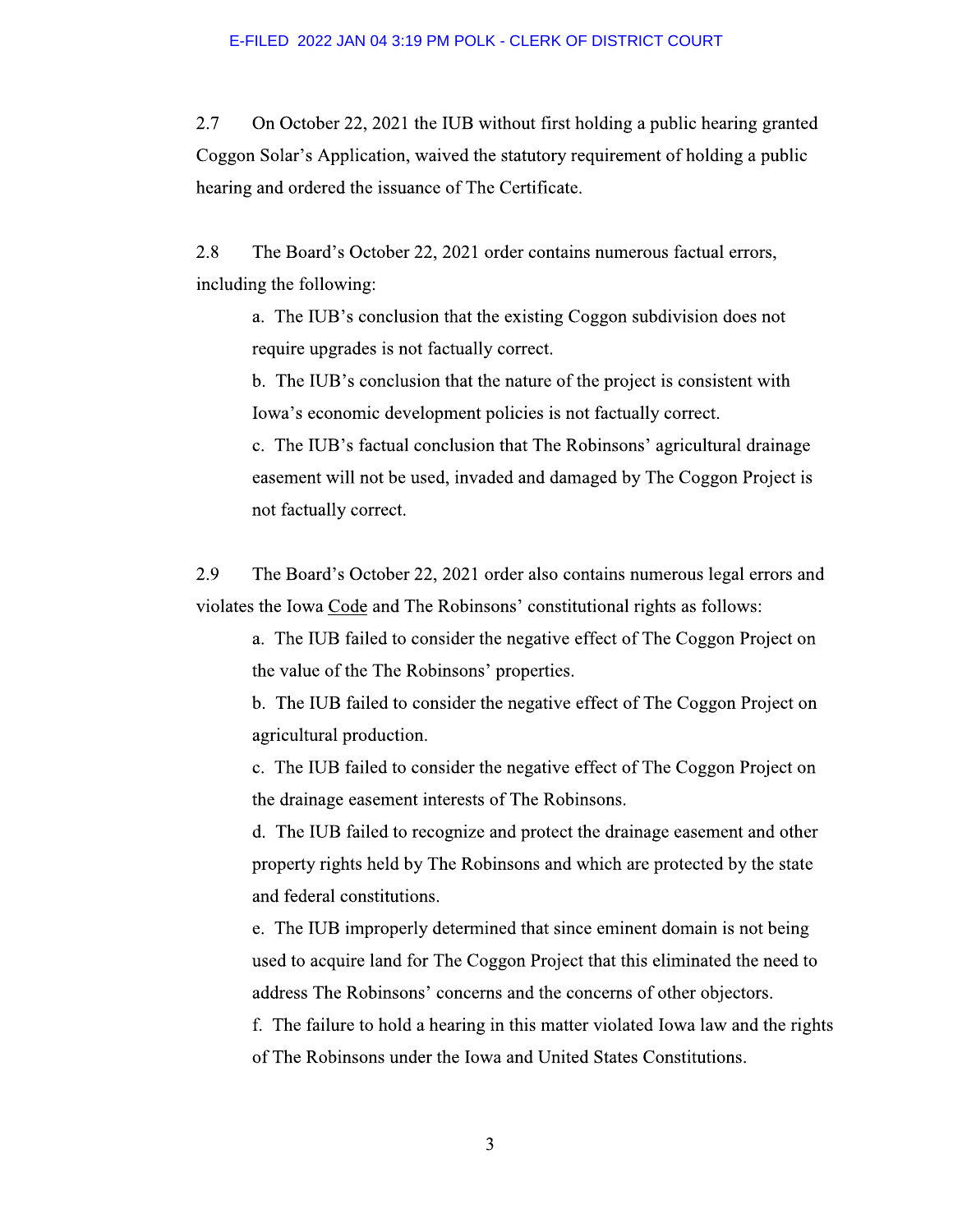2.7 On October 22, 2021 the IUB without first holding a public hearing granted Coggon Solar's Application, waived the statutory requirement of holding a public hearing and ordered the issuance of The Certificate.

2.8 The Board's October 22, 2021 order contains numerous factual errors, including the following:

a. The IUB's conclusion that the existing Coggon subdivision does not require upgrades is not factually correct.

b. The IUB's conclusion that the nature of the project is consistent with Iowa's economic development policies is not factually correct.

c. The IUB's factual conclusion that The Robinsons' agricultural drainage easement will not be used, invaded and damaged by The Coggon Project is not factually correct.

2.9 The Board's October 22, 2021 order also contains numerous legal errors and violates the Iowa Code and The Robinsons' constitutional rights as follows:

a. The IUB failed to consider the negative effect of The Coggon Project on the value of the The Robinsons' properties.

b. The IUB failed to consider the negative effect of The Coggon Project on agricultural production.

c. The IUB failed to consider the negative effect of The Coggon Project on the drainage easement interests of The Robinsons.

d. The IUB failed to recognize and protect the drainage easement and other property rights held by The Robinsons and which are protected by the state and federal constitutions.

e. The IUB improperly determined that since eminent domain is not being used to acquire land for The Coggon Project that this eliminated the need to address The Robinsons' concerns and the concerns of other objectors.

f. The failure to hold a hearing in this matter violated Iowa law and the rights of The Robinsons under the Iowa and United States Constitutions.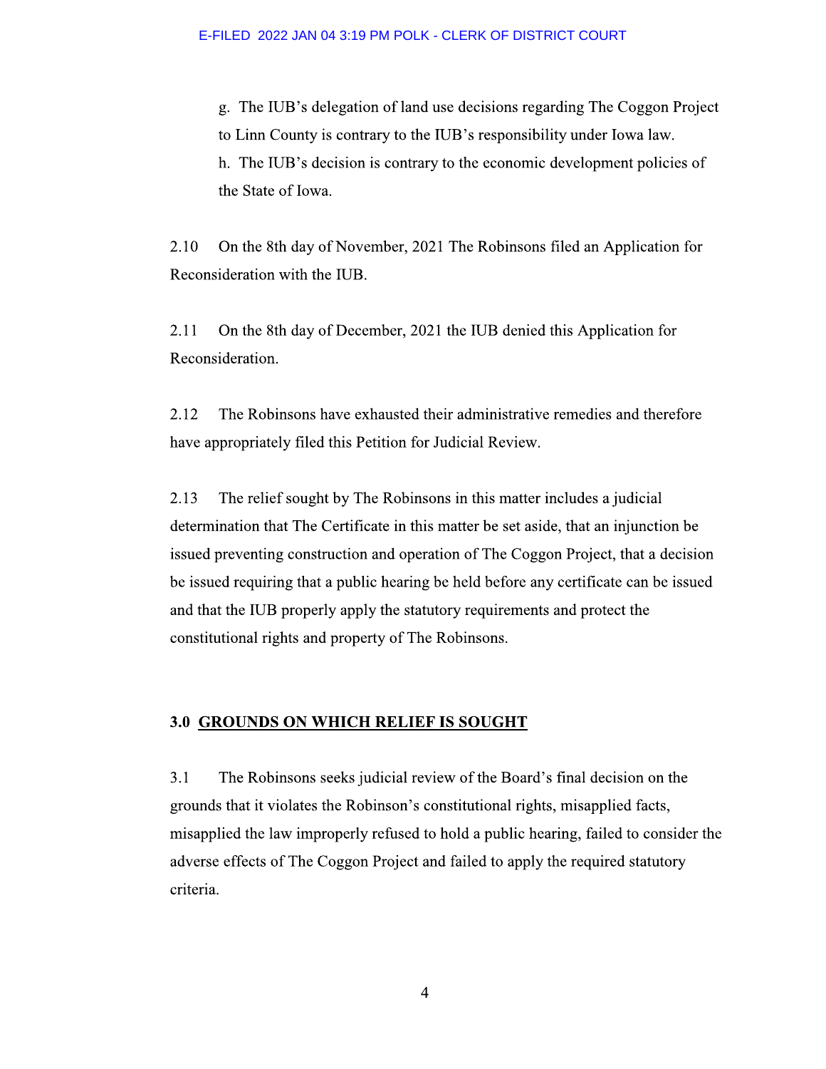g. The IUB's delegation of land use decisions regarding The Coggon Project to Linn County is contrary to the IUB's responsibility under Iowa law.

h. The IUB's decision is contrary to the economic development policies of the State of Iowa.

2.10 On the 8th day of November, 2021 The Robinsons filed an Application for Reconsideration with the IUB.

2.11 On the 8th day of December, 2021 the IUB denied this Application for Reconsideration.

2.12 The Robinsons have exhausted their administrative remedies and therefore have appropriately filed this Petition for Judicial Review.

2.13 The relief sought by The Robinsons in this matter includes a judicial determination that The Certificate in this matter be set aside, that an injunction be issued preventing construction and operation of The Coggon Project, that a decision be issued requiring that a public hearing be held before any certificate can be issued and that the IUB properly apply the statutory requirements and protect the constitutional rights and property of The Robinsons.

## 3.0 <u>GROUNDS ON WHICH RELIEF IS SOUGHT</u>

3.1 The Robinsons seeks judicial review of the Board's final decision on the grounds that it violates the Robinson's constitutional rights, misapplied facts, misapplied the law improperly refused to hold a public hearing, failed to consider the adverse effects of The Coggon Project and failed to apply the required statutory criteria.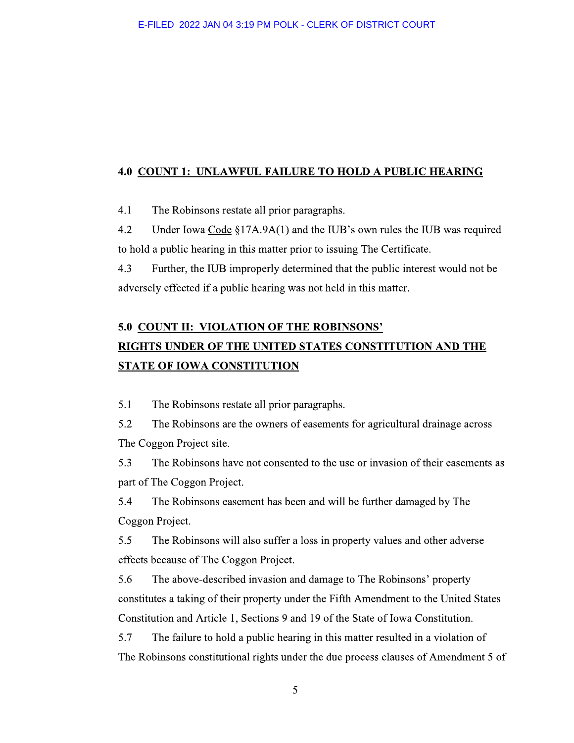## 4.0 COUNT 1: UNLAWFUL FAILURE TO HOLD A PUBLIC HEARING

4.1 The Robinsons restate all prior paragraphs.

4.2 Under Iowa Code §17A.9A(1) and the IUB's own rules the IUB was required to hold a public hearing in this matter prior to issuing The Certificate.

4.3 Further, the IUB improperly determined that the public interest would not be adversely effected if a public hearing was not held in this matter.

## 5.0 COUNT II: VIOLATION OF THE ROBINSONS' RIGHTS UNDER OF THE UNITED STATES CONSTITUTION AND THE STATE OF IOWA CONSTITUTION

5.1 The Robinsons restate all prior paragraphs.

5.2 The Robinsons are the owners of easements for agricultural drainage across The Coggon Project site.

5.3 The Robinsons have not consented to the use or invasion of their easements as part of The Coggon Project.

5.4 The Robinsons easement has been and will be further damaged by The Coggon Project.

5.5 The Robinsons will also suffer a loss in property values and other adverse effects because of The Coggon Project.

5.6 The above-described invasion and damage to The Robinsons' property constitutes a taking of their property under the Fifth Amendment to the United States Constitution and Article 1, Sections 9 and 19 of the State of Iowa Constitution.

5.7 The failure to hold a public hearing in this matter resulted in a violation of The Robinsons constitutional rights under the due process clauses of Amendment 5 of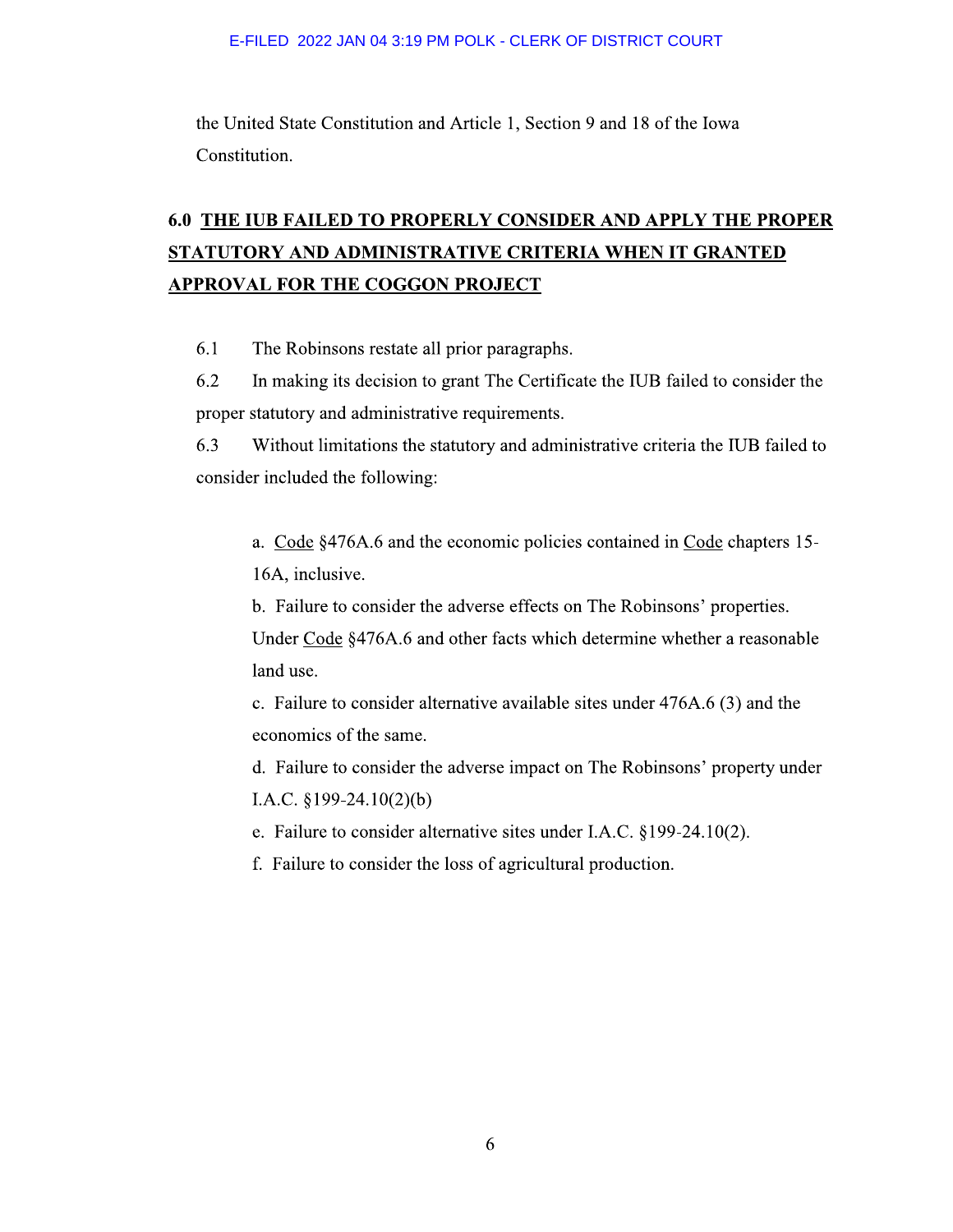the United State Constitution and Article 1, Section 9 and 18 of the Iowa Constitution.

## 6.0 THE IUB FAILED TO PROPERLY CONSIDER AND APPLY THE PROPER STATUTORY AND ADMINISTRATIVE CRITERIA WHEN IT GRANTED APPROVAL FOR THE COGGON PROJECT

6.1 The Robinsons restate all prior paragraphs.

6.2 In making its decision to grant The Certificate the IUB failed to consider the proper statutory and administrative requirements.

6.3 Without limitations the statutory and administrative criteria the IUB failed to consider included the following:

a. Code §476A.6 and the economic policies contained in Code chapters 15-16A, inclusive.

b. Failure to consider the adverse effects on The Robinsons' properties. Under Code §476A.6 and other facts which determine whether a reasonable land use.

c. Failure to consider alternative available sites under 476A.6 (3) and the economics of the same.

d. Failure to consider the adverse impact on The Robinsons' property under I.A.C. §199-24.10(2)(b)

e. Failure to consider alternative sites under I.A.C. §199-24.10(2).

f. Failure to consider the loss of agricultural production.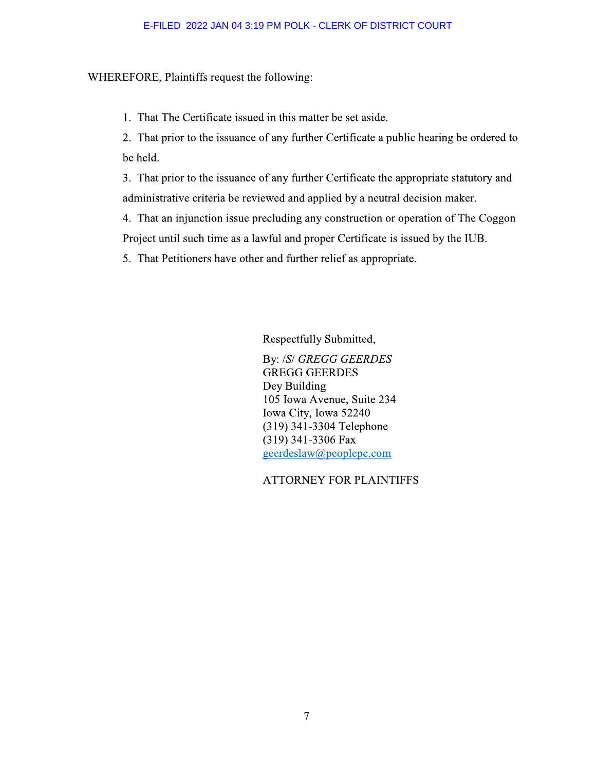WHEREFORE, Plaintiffs request the following:

1. That The Certificate issued in this matter be set aside.
2. That prior to the issuance of any further Certificate a public hearing be ordered to be held.
3. That prior to the issuance of any further Certificate the appropriate statutory and administrative criteria be reviewed and applied by a neutral decision maker.
4. That an injunction issue precluding any construction or operation of The Coggon Project until such time as a lawful and proper Certificate is issued by the IUB.
5. That Petitioners have other and further relief as appropriate.

Respectfully Submitted,

By: */S/ GREGG GEERDES*
GREGG GEERDES
Dey Building
105 Iowa Avenue, Suite 234
Iowa City, Iowa 52240
(319) 341-3304 Telephone
(319) 341-3306 Fax
geerdeslaw@peoplepc.com

ATTORNEY FOR PLAINTIFFS